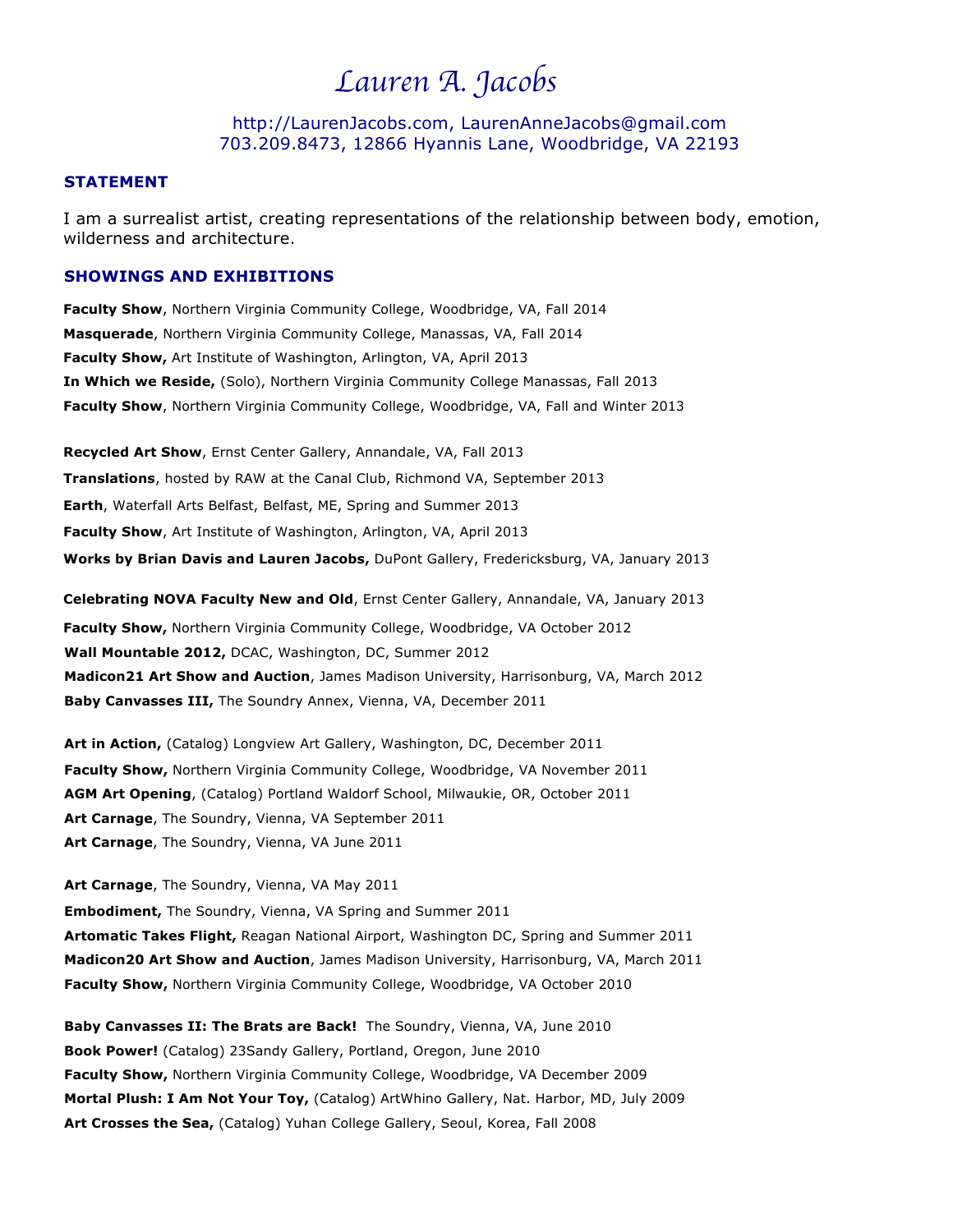# Lauren A. Jacobs

http://LaurenJacobs.com, LaurenAnneJacobs@gmail.com
703.209.8473, 12866 Hyannis Lane, Woodbridge, VA 22193

## STATEMENT

I am a surrealist artist, creating representations of the relationship between body, emotion, wilderness and architecture.

## SHOWINGS AND EXHIBITIONS

**Faculty Show**, Northern Virginia Community College, Woodbridge, VA, Fall 2014
**Masquerade**, Northern Virginia Community College, Manassas, VA, Fall 2014
**Faculty Show,** Art Institute of Washington, Arlington, VA, April 2013
**In Which we Reside,** (Solo), Northern Virginia Community College Manassas, Fall 2013
**Faculty Show**, Northern Virginia Community College, Woodbridge, VA, Fall and Winter 2013

**Recycled Art Show**, Ernst Center Gallery, Annandale, VA, Fall 2013
**Translations**, hosted by RAW at the Canal Club, Richmond VA, September 2013
**Earth**, Waterfall Arts Belfast, Belfast, ME, Spring and Summer 2013
**Faculty Show**, Art Institute of Washington, Arlington, VA, April 2013
**Works by Brian Davis and Lauren Jacobs,** DuPont Gallery, Fredericksburg, VA, January 2013

**Celebrating NOVA Faculty New and Old**, Ernst Center Gallery, Annandale, VA, January 2013
**Faculty Show,** Northern Virginia Community College, Woodbridge, VA October 2012
**Wall Mountable 2012,** DCAC, Washington, DC, Summer 2012
**Madicon21 Art Show and Auction**, James Madison University, Harrisonburg, VA, March 2012
**Baby Canvasses III,** The Soundry Annex, Vienna, VA, December 2011

**Art in Action,** (Catalog) Longview Art Gallery, Washington, DC, December 2011
**Faculty Show,** Northern Virginia Community College, Woodbridge, VA November 2011
**AGM Art Opening**, (Catalog) Portland Waldorf School, Milwaukie, OR, October 2011
**Art Carnage**, The Soundry, Vienna, VA September 2011
**Art Carnage**, The Soundry, Vienna, VA June 2011

**Art Carnage**, The Soundry, Vienna, VA May 2011
**Embodiment,** The Soundry, Vienna, VA Spring and Summer 2011
**Artomatic Takes Flight,** Reagan National Airport, Washington DC, Spring and Summer 2011
**Madicon20 Art Show and Auction**, James Madison University, Harrisonburg, VA, March 2011
**Faculty Show,** Northern Virginia Community College, Woodbridge, VA October 2010

**Baby Canvasses II: The Brats are Back!** The Soundry, Vienna, VA, June 2010
**Book Power!** (Catalog) 23Sandy Gallery, Portland, Oregon, June 2010
**Faculty Show,** Northern Virginia Community College, Woodbridge, VA December 2009
**Mortal Plush: I Am Not Your Toy,** (Catalog) ArtWhino Gallery, Nat. Harbor, MD, July 2009
**Art Crosses the Sea,** (Catalog) Yuhan College Gallery, Seoul, Korea, Fall 2008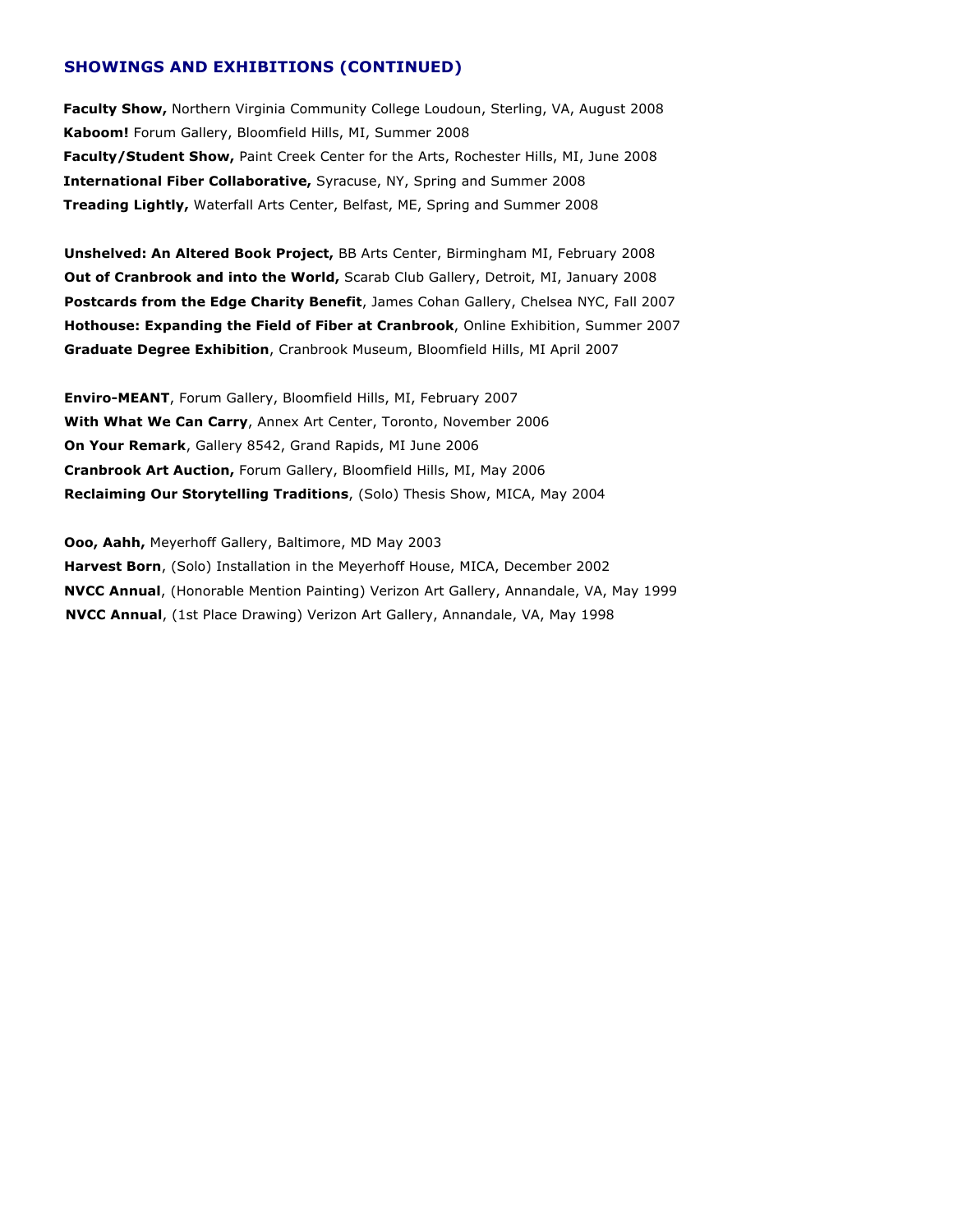## SHOWINGS AND EXHIBITIONS (CONTINUED)

**Faculty Show,** Northern Virginia Community College Loudoun, Sterling, VA, August 2008
**Kaboom!** Forum Gallery, Bloomfield Hills, MI, Summer 2008
**Faculty/Student Show,** Paint Creek Center for the Arts, Rochester Hills, MI, June 2008
**International Fiber Collaborative,** Syracuse, NY, Spring and Summer 2008
**Treading Lightly,** Waterfall Arts Center, Belfast, ME, Spring and Summer 2008

**Unshelved: An Altered Book Project,** BB Arts Center, Birmingham MI, February 2008
**Out of Cranbrook and into the World,** Scarab Club Gallery, Detroit, MI, January 2008
**Postcards from the Edge Charity Benefit**, James Cohan Gallery, Chelsea NYC, Fall 2007
**Hothouse: Expanding the Field of Fiber at Cranbrook**, Online Exhibition, Summer 2007
**Graduate Degree Exhibition**, Cranbrook Museum, Bloomfield Hills, MI April 2007

**Enviro-MEANT**, Forum Gallery, Bloomfield Hills, MI, February 2007
**With What We Can Carry**, Annex Art Center, Toronto, November 2006
**On Your Remark**, Gallery 8542, Grand Rapids, MI June 2006
**Cranbrook Art Auction,** Forum Gallery, Bloomfield Hills, MI, May 2006
**Reclaiming Our Storytelling Traditions**, (Solo) Thesis Show, MICA, May 2004

**Ooo, Aahh,** Meyerhoff Gallery, Baltimore, MD May 2003
**Harvest Born**, (Solo) Installation in the Meyerhoff House, MICA, December 2002
**NVCC Annual**, (Honorable Mention Painting) Verizon Art Gallery, Annandale, VA, May 1999
**NVCC Annual**, (1st Place Drawing) Verizon Art Gallery, Annandale, VA, May 1998